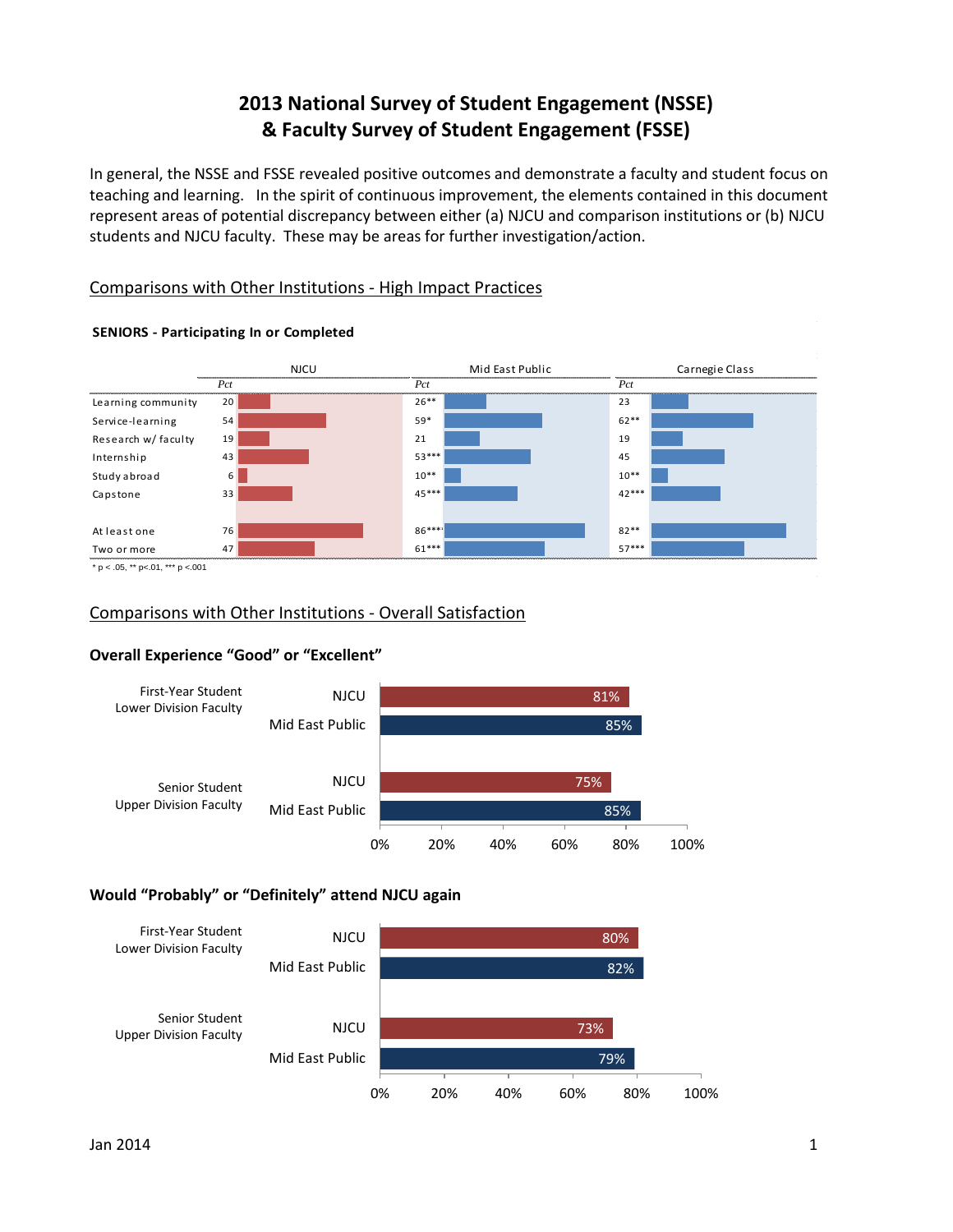# 2013 National Survey of Student Engagement (NSSE) & Faculty Survey of Student Engagement (FSSE)

In general, the NSSE and FSSE revealed positive outcomes and demonstrate a faculty and student focus on teaching and learning. In the spirit of continuous improvement, the elements contained in this document represent areas of potential discrepancy between either (a) NJCU and comparison institutions or (b) NJCU students and NJCU faculty. These may be areas for further investigation/action.

## Comparisons with Other Institutions - High Impact Practices

**SENIORS - Participating In or Completed**

NJCU | Mid East Public | Carnegie Class

Pct | Pct | Pct

Learning community 20 | 26** | 23

Service-learning 54 | 59* | 62**

Research w/ faculty 19 | 21 | 19

Internship 43 | 53*** | 45

Study abroad 6 | 10** | 10**

Capstone 33 | 45*** | 42***

At least one 76 | 86*** | 82**

Two or more 47 | 61*** | 57***

\* p < .05, ** p<.01, *** p <.001

## Comparisons with Other Institutions - Overall Satisfaction

### Overall Experience "Good" or "Excellent"

First-Year Student / Lower Division Faculty

NJCU 81%

Mid East Public 85%

Senior Student / Upper Division Faculty

NJCU 75%

Mid East Public 85%

0% 20% 40% 60% 80% 100%

### Would "Probably" or "Definitely" attend NJCU again

First-Year Student / Lower Division Faculty

NJCU 80%

Mid East Public 82%

Senior Student / Upper Division Faculty

NJCU 73%

Mid East Public 79%

0% 20% 40% 60% 80% 100%

Jan 2014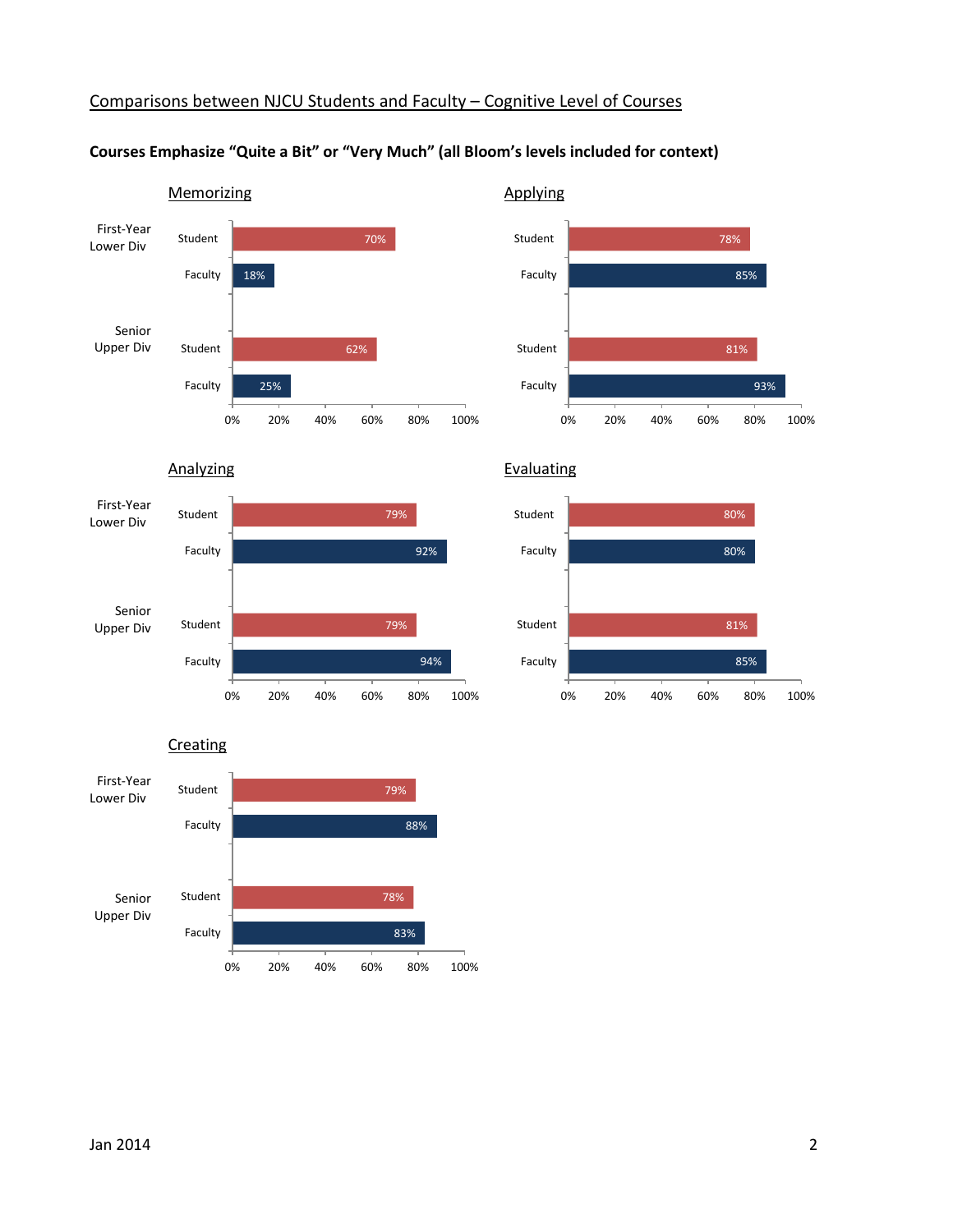## Comparisons between NJCU Students and Faculty – Cognitive Level of Courses

**Courses Emphasize "Quite a Bit" or "Very Much" (all Bloom's levels included for context)**

Memorizing

First-Year Lower Div
Student 70%
Faculty 18%

Senior Upper Div
Student 62%
Faculty 25%

0% 20% 40% 60% 80% 100%

Applying

Student 78%
Faculty 85%

Student 81%
Faculty 93%

0% 20% 40% 60% 80% 100%

Analyzing

First-Year Lower Div
Student 79%
Faculty 92%

Senior Upper Div
Student 79%
Faculty 94%

0% 20% 40% 60% 80% 100%

Evaluating

Student 80%
Faculty 80%

Student 81%
Faculty 85%

0% 20% 40% 60% 80% 100%

Creating

First-Year Lower Div
Student 79%
Faculty 88%

Senior Upper Div
Student 78%
Faculty 83%

0% 20% 40% 60% 80% 100%

Jan 2014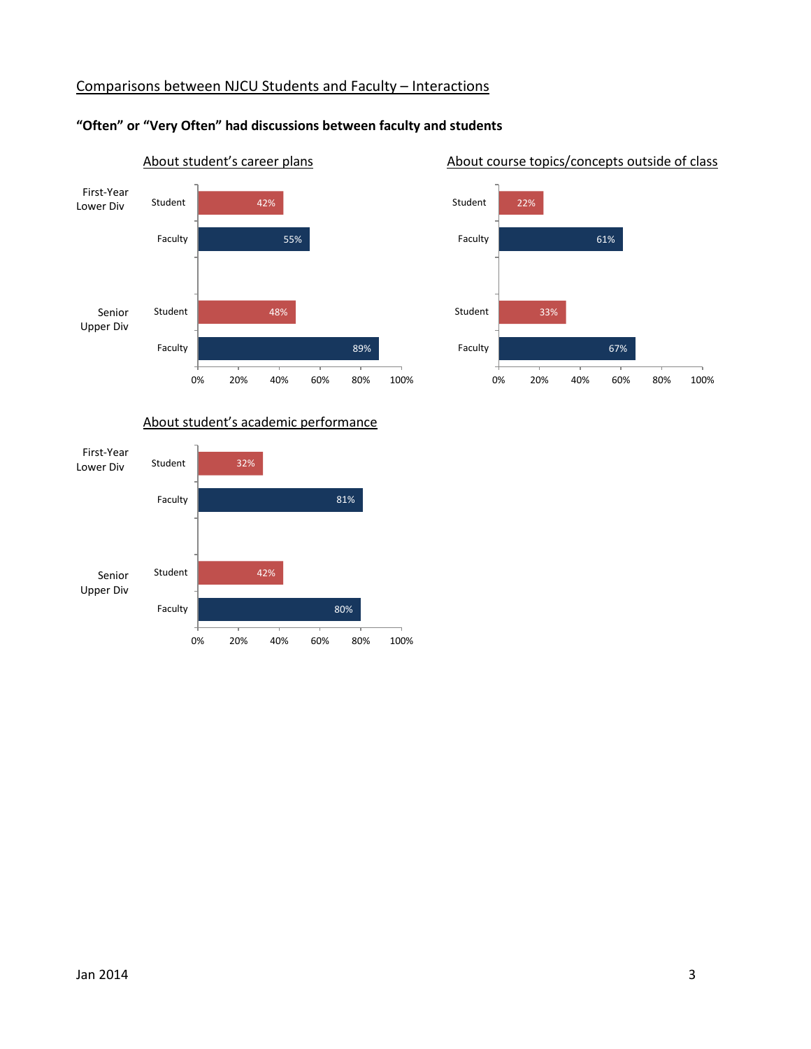## Comparisons between NJCU Students and Faculty – Interactions

**"Often" or "Very Often" had discussions between faculty and students**

### About student's career plans

| | | |
|---|---|---|
| First-Year Lower Div | Student | 42% |
| | Faculty | 55% |
| Senior Upper Div | Student | 48% |
| | Faculty | 89% |

### About course topics/concepts outside of class

| | | |
|---|---|---|
| First-Year Lower Div | Student | 22% |
| | Faculty | 61% |
| Senior Upper Div | Student | 33% |
| | Faculty | 67% |

### About student's academic performance

| | | |
|---|---|---|
| First-Year Lower Div | Student | 32% |
| | Faculty | 81% |
| Senior Upper Div | Student | 42% |
| | Faculty | 80% |

Jan 2014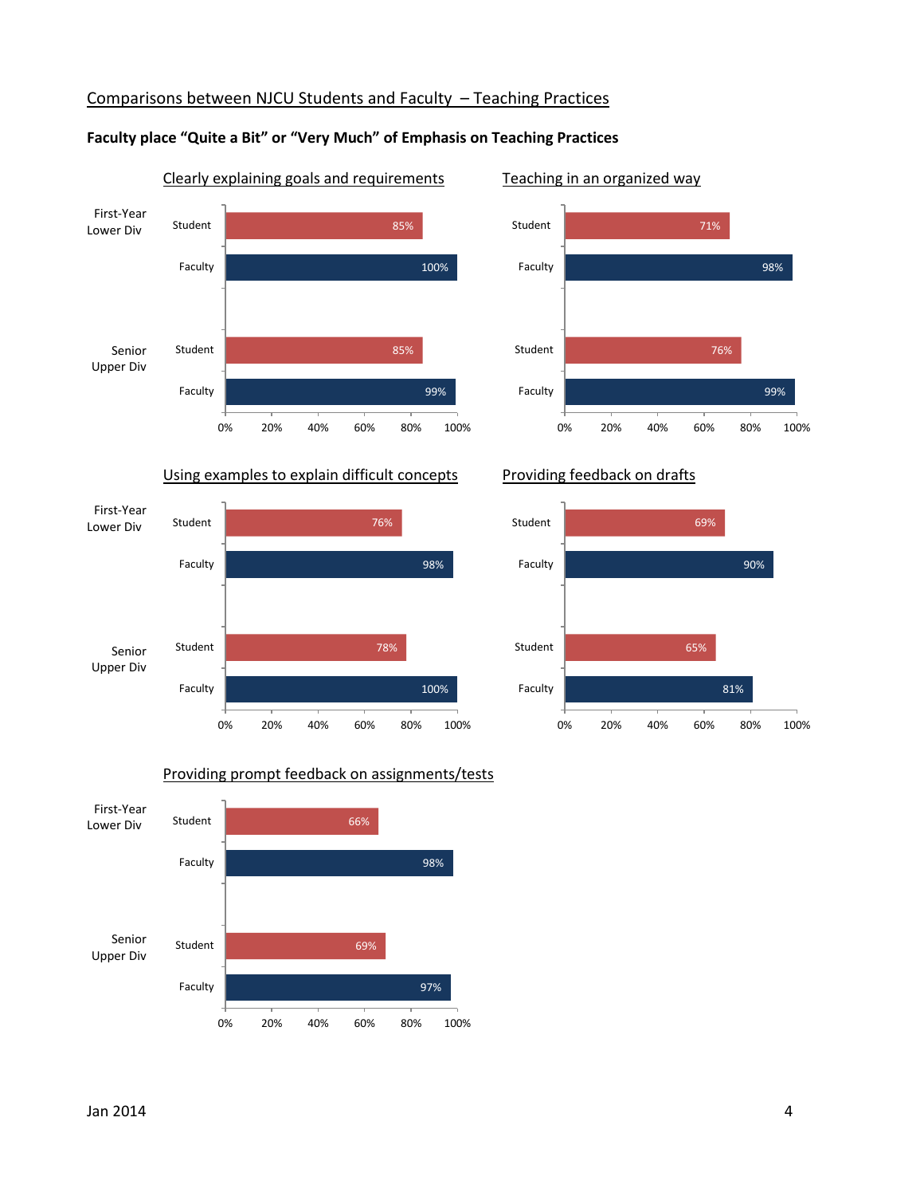## Comparisons between NJCU Students and Faculty – Teaching Practices

**Faculty place "Quite a Bit" or "Very Much" of Emphasis on Teaching Practices**

### Clearly explaining goals and requirements

| Group | Respondent | % |
|---|---|---|
| First-Year Lower Div | Student | 85% |
| First-Year Lower Div | Faculty | 100% |
| Senior Upper Div | Student | 85% |
| Senior Upper Div | Faculty | 99% |

### Teaching in an organized way

| Group | Respondent | % |
|---|---|---|
| First-Year Lower Div | Student | 71% |
| First-Year Lower Div | Faculty | 98% |
| Senior Upper Div | Student | 76% |
| Senior Upper Div | Faculty | 99% |

### Using examples to explain difficult concepts

| Group | Respondent | % |
|---|---|---|
| First-Year Lower Div | Student | 76% |
| First-Year Lower Div | Faculty | 98% |
| Senior Upper Div | Student | 78% |
| Senior Upper Div | Faculty | 100% |

### Providing feedback on drafts

| Group | Respondent | % |
|---|---|---|
| First-Year Lower Div | Student | 69% |
| First-Year Lower Div | Faculty | 90% |
| Senior Upper Div | Student | 65% |
| Senior Upper Div | Faculty | 81% |

### Providing prompt feedback on assignments/tests

| Group | Respondent | % |
|---|---|---|
| First-Year Lower Div | Student | 66% |
| First-Year Lower Div | Faculty | 98% |
| Senior Upper Div | Student | 69% |
| Senior Upper Div | Faculty | 97% |

Jan 2014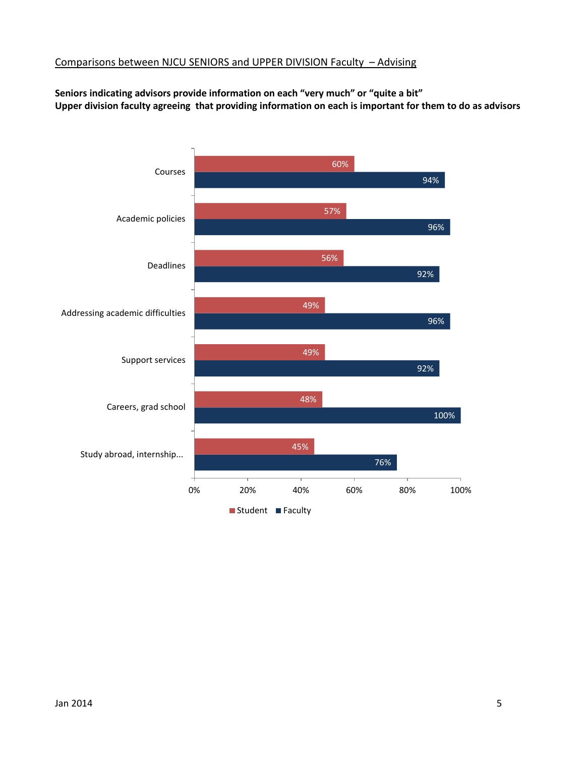Comparisons between NJCU SENIORS and UPPER DIVISION Faculty – Advising

**Seniors indicating advisors provide information on each "very much" or "quite a bit"**
**Upper division faculty agreeing that providing information on each is important for them to do as advisors**

Courses
60%
94%

Academic policies
57%
96%

Deadlines
56%
92%

Addressing academic difficulties
49%
96%

Support services
49%
92%

Careers, grad school
48%
100%

Study abroad, internship...
45%
76%

0%
20%
40%
60%
80%
100%

Student
Faculty

Jan 2014